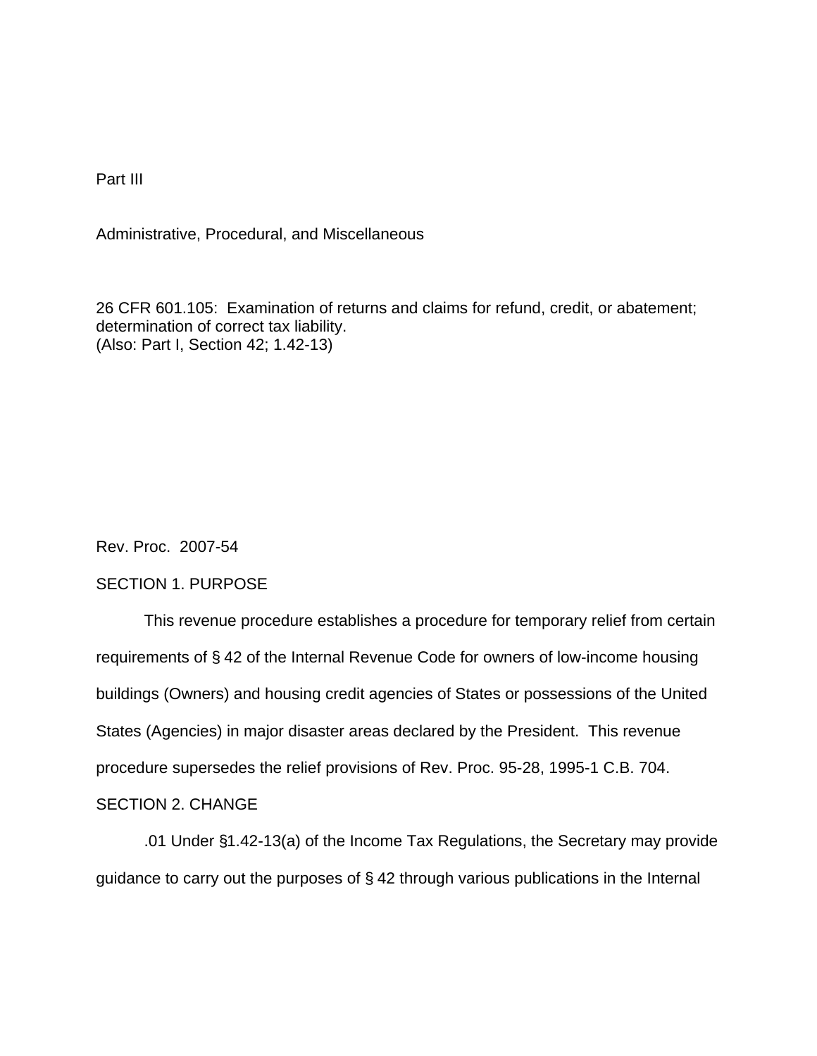Part III

Administrative, Procedural, and Miscellaneous

26 CFR 601.105: Examination of returns and claims for refund, credit, or abatement; determination of correct tax liability.
(Also: Part I, Section 42; 1.42-13)

Rev. Proc. 2007-54

## SECTION 1. PURPOSE

This revenue procedure establishes a procedure for temporary relief from certain requirements of § 42 of the Internal Revenue Code for owners of low-income housing buildings (Owners) and housing credit agencies of States or possessions of the United States (Agencies) in major disaster areas declared by the President. This revenue procedure supersedes the relief provisions of Rev. Proc. 95-28, 1995-1 C.B. 704.

## SECTION 2. CHANGE

.01 Under §1.42-13(a) of the Income Tax Regulations, the Secretary may provide guidance to carry out the purposes of § 42 through various publications in the Internal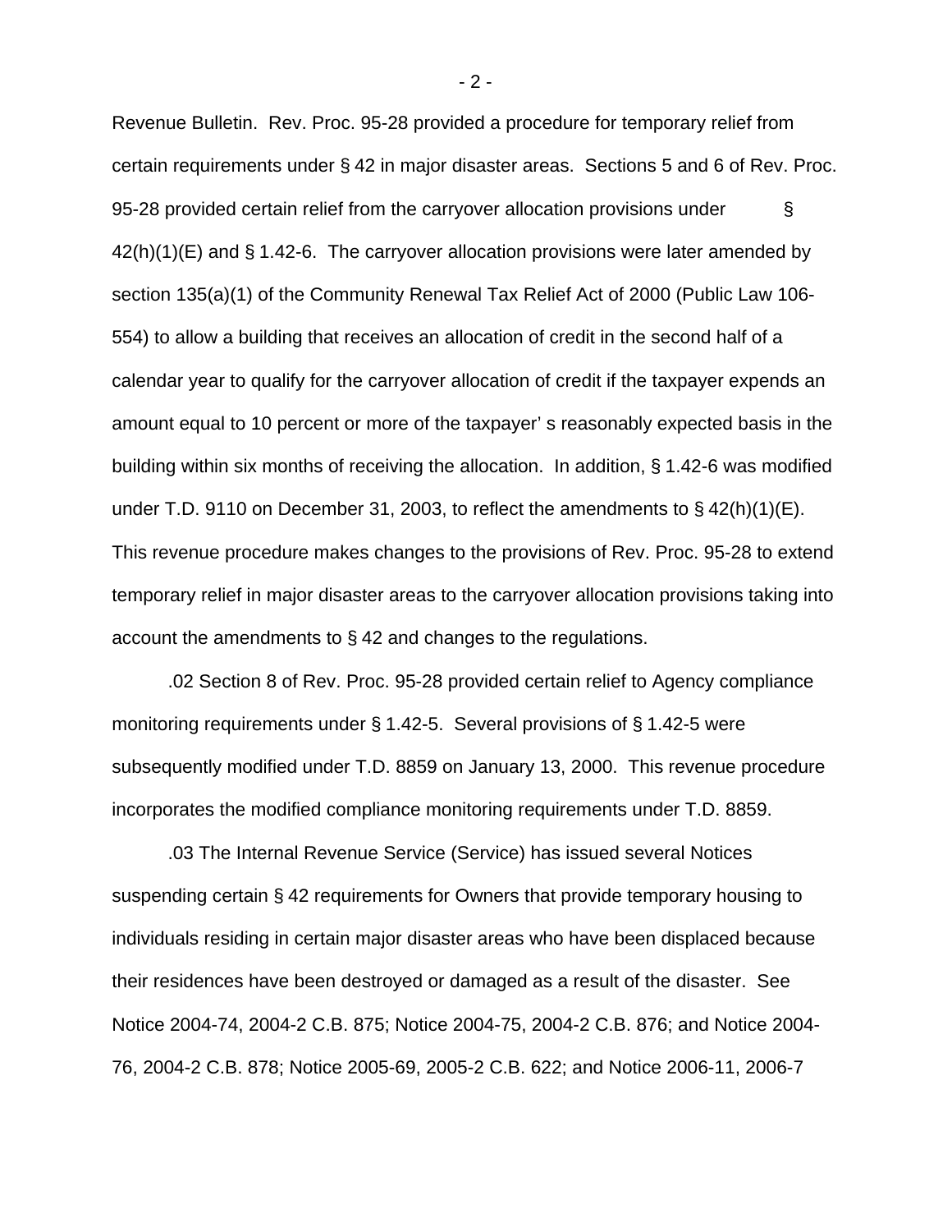Revenue Bulletin. Rev. Proc. 95-28 provided a procedure for temporary relief from certain requirements under § 42 in major disaster areas. Sections 5 and 6 of Rev. Proc. 95-28 provided certain relief from the carryover allocation provisions under § 42(h)(1)(E) and § 1.42-6. The carryover allocation provisions were later amended by section 135(a)(1) of the Community Renewal Tax Relief Act of 2000 (Public Law 106-554) to allow a building that receives an allocation of credit in the second half of a calendar year to qualify for the carryover allocation of credit if the taxpayer expends an amount equal to 10 percent or more of the taxpayer's reasonably expected basis in the building within six months of receiving the allocation. In addition, § 1.42-6 was modified under T.D. 9110 on December 31, 2003, to reflect the amendments to § 42(h)(1)(E). This revenue procedure makes changes to the provisions of Rev. Proc. 95-28 to extend temporary relief in major disaster areas to the carryover allocation provisions taking into account the amendments to § 42 and changes to the regulations.

.02 Section 8 of Rev. Proc. 95-28 provided certain relief to Agency compliance monitoring requirements under § 1.42-5. Several provisions of § 1.42-5 were subsequently modified under T.D. 8859 on January 13, 2000. This revenue procedure incorporates the modified compliance monitoring requirements under T.D. 8859.

.03 The Internal Revenue Service (Service) has issued several Notices suspending certain § 42 requirements for Owners that provide temporary housing to individuals residing in certain major disaster areas who have been displaced because their residences have been destroyed or damaged as a result of the disaster. See Notice 2004-74, 2004-2 C.B. 875; Notice 2004-75, 2004-2 C.B. 876; and Notice 2004-76, 2004-2 C.B. 878; Notice 2005-69, 2005-2 C.B. 622; and Notice 2006-11, 2006-7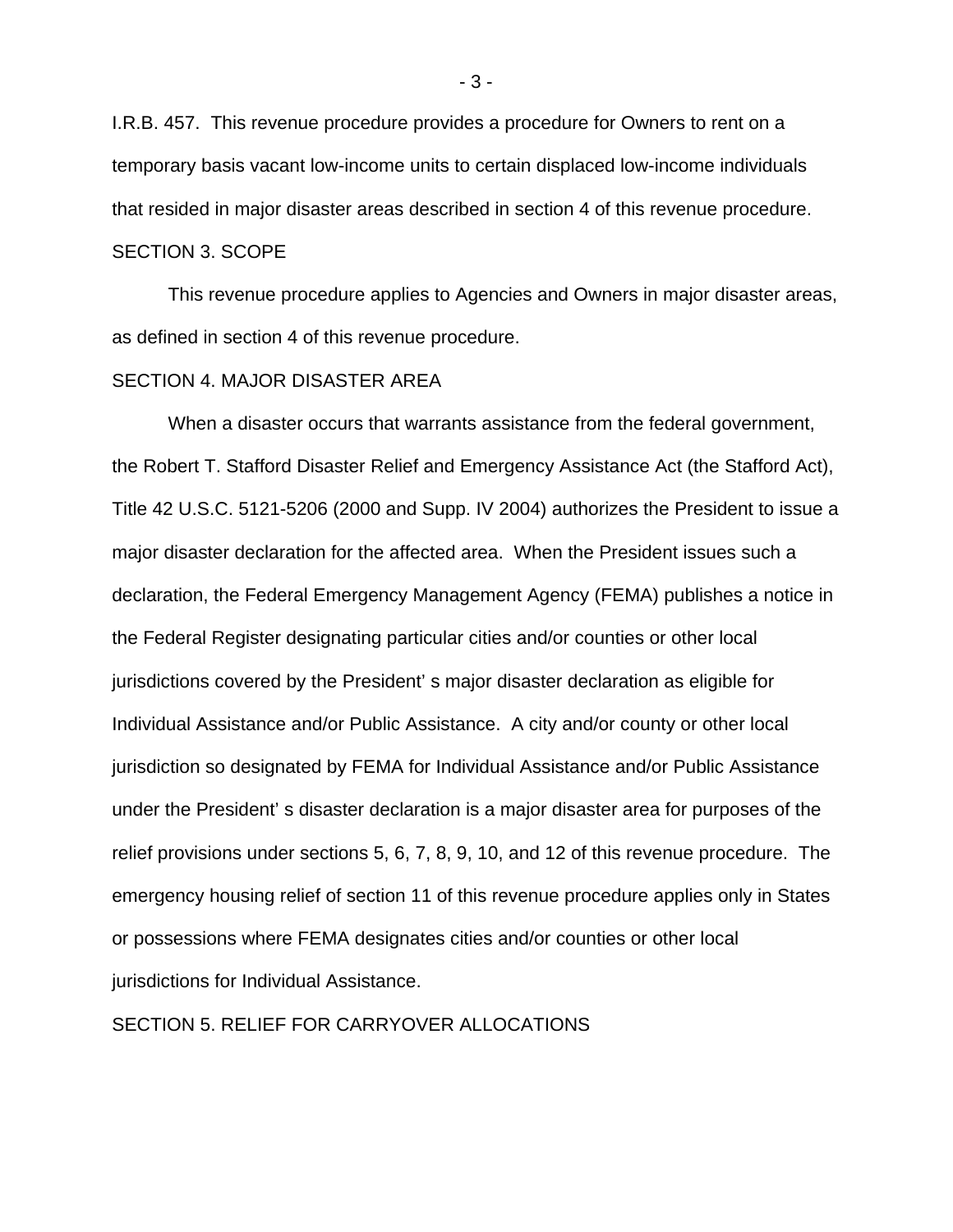I.R.B. 457. This revenue procedure provides a procedure for Owners to rent on a temporary basis vacant low-income units to certain displaced low-income individuals that resided in major disaster areas described in section 4 of this revenue procedure.

SECTION 3. SCOPE

This revenue procedure applies to Agencies and Owners in major disaster areas, as defined in section 4 of this revenue procedure.

SECTION 4. MAJOR DISASTER AREA

When a disaster occurs that warrants assistance from the federal government, the Robert T. Stafford Disaster Relief and Emergency Assistance Act (the Stafford Act), Title 42 U.S.C. 5121-5206 (2000 and Supp. IV 2004) authorizes the President to issue a major disaster declaration for the affected area. When the President issues such a declaration, the Federal Emergency Management Agency (FEMA) publishes a notice in the Federal Register designating particular cities and/or counties or other local jurisdictions covered by the President's major disaster declaration as eligible for Individual Assistance and/or Public Assistance. A city and/or county or other local jurisdiction so designated by FEMA for Individual Assistance and/or Public Assistance under the President's disaster declaration is a major disaster area for purposes of the relief provisions under sections 5, 6, 7, 8, 9, 10, and 12 of this revenue procedure. The emergency housing relief of section 11 of this revenue procedure applies only in States or possessions where FEMA designates cities and/or counties or other local jurisdictions for Individual Assistance.

SECTION 5. RELIEF FOR CARRYOVER ALLOCATIONS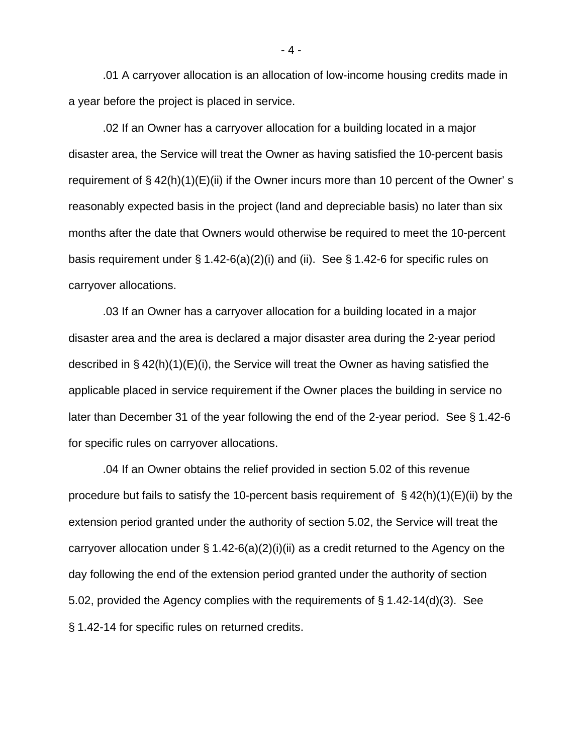.01 A carryover allocation is an allocation of low-income housing credits made in a year before the project is placed in service.

.02 If an Owner has a carryover allocation for a building located in a major disaster area, the Service will treat the Owner as having satisfied the 10-percent basis requirement of § 42(h)(1)(E)(ii) if the Owner incurs more than 10 percent of the Owner' s reasonably expected basis in the project (land and depreciable basis) no later than six months after the date that Owners would otherwise be required to meet the 10-percent basis requirement under § 1.42-6(a)(2)(i) and (ii). See § 1.42-6 for specific rules on carryover allocations.

.03 If an Owner has a carryover allocation for a building located in a major disaster area and the area is declared a major disaster area during the 2-year period described in § 42(h)(1)(E)(i), the Service will treat the Owner as having satisfied the applicable placed in service requirement if the Owner places the building in service no later than December 31 of the year following the end of the 2-year period. See § 1.42-6 for specific rules on carryover allocations.

.04 If an Owner obtains the relief provided in section 5.02 of this revenue procedure but fails to satisfy the 10-percent basis requirement of § 42(h)(1)(E)(ii) by the extension period granted under the authority of section 5.02, the Service will treat the carryover allocation under § 1.42-6(a)(2)(i)(ii) as a credit returned to the Agency on the day following the end of the extension period granted under the authority of section 5.02, provided the Agency complies with the requirements of § 1.42-14(d)(3). See § 1.42-14 for specific rules on returned credits.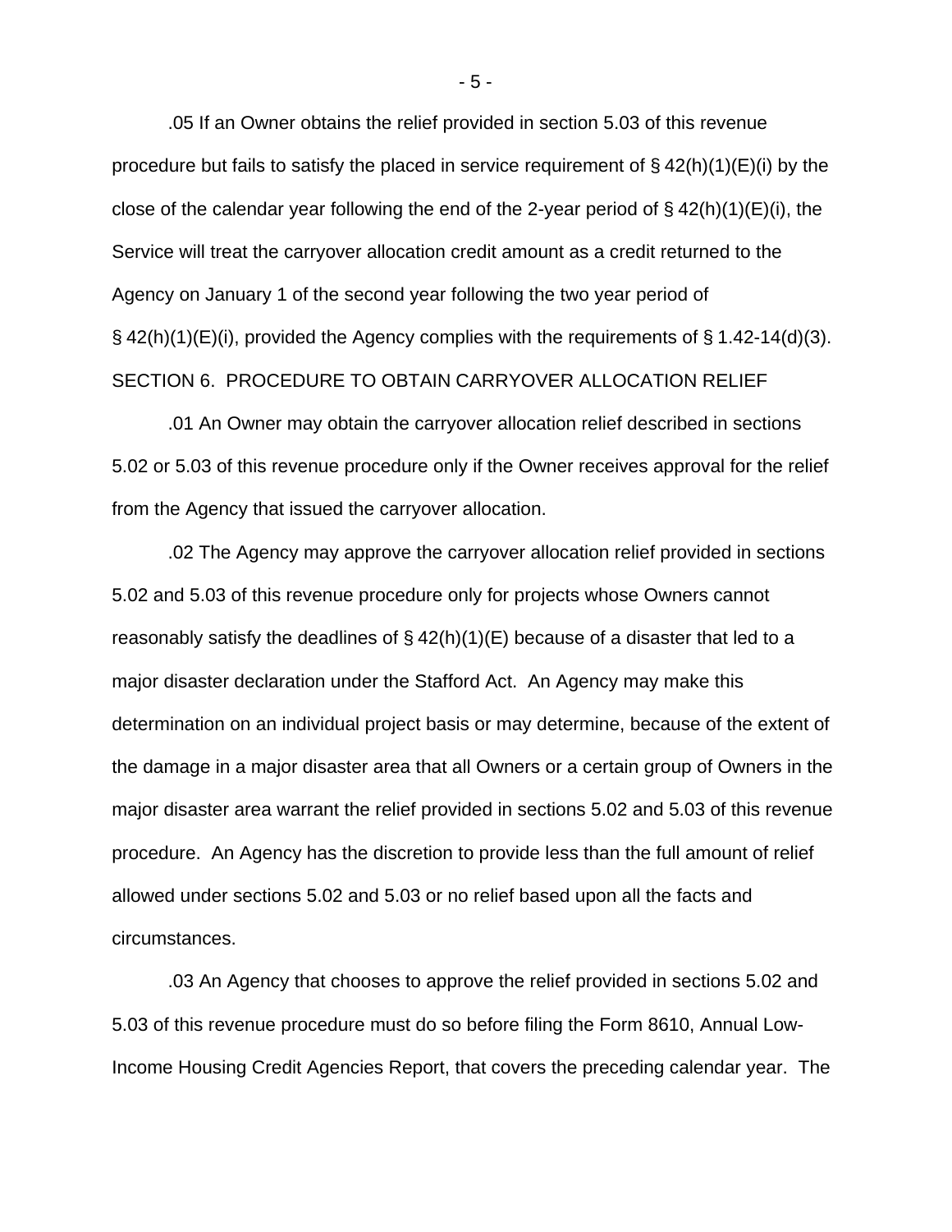.05 If an Owner obtains the relief provided in section 5.03 of this revenue procedure but fails to satisfy the placed in service requirement of § 42(h)(1)(E)(i) by the close of the calendar year following the end of the 2-year period of § 42(h)(1)(E)(i), the Service will treat the carryover allocation credit amount as a credit returned to the Agency on January 1 of the second year following the two year period of § 42(h)(1)(E)(i), provided the Agency complies with the requirements of § 1.42-14(d)(3).

SECTION 6. PROCEDURE TO OBTAIN CARRYOVER ALLOCATION RELIEF

.01 An Owner may obtain the carryover allocation relief described in sections 5.02 or 5.03 of this revenue procedure only if the Owner receives approval for the relief from the Agency that issued the carryover allocation.

.02 The Agency may approve the carryover allocation relief provided in sections 5.02 and 5.03 of this revenue procedure only for projects whose Owners cannot reasonably satisfy the deadlines of § 42(h)(1)(E) because of a disaster that led to a major disaster declaration under the Stafford Act. An Agency may make this determination on an individual project basis or may determine, because of the extent of the damage in a major disaster area that all Owners or a certain group of Owners in the major disaster area warrant the relief provided in sections 5.02 and 5.03 of this revenue procedure. An Agency has the discretion to provide less than the full amount of relief allowed under sections 5.02 and 5.03 or no relief based upon all the facts and circumstances.

.03 An Agency that chooses to approve the relief provided in sections 5.02 and 5.03 of this revenue procedure must do so before filing the Form 8610, Annual Low-Income Housing Credit Agencies Report, that covers the preceding calendar year. The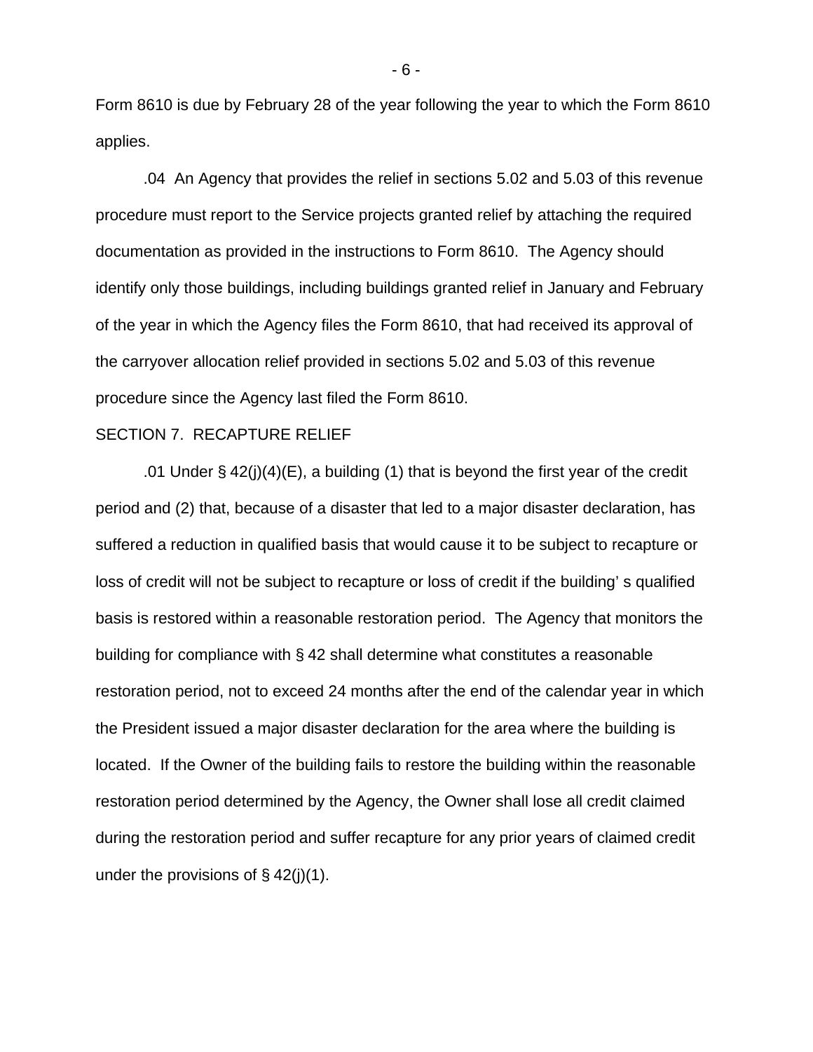Form 8610 is due by February 28 of the year following the year to which the Form 8610 applies.

.04 An Agency that provides the relief in sections 5.02 and 5.03 of this revenue procedure must report to the Service projects granted relief by attaching the required documentation as provided in the instructions to Form 8610. The Agency should identify only those buildings, including buildings granted relief in January and February of the year in which the Agency files the Form 8610, that had received its approval of the carryover allocation relief provided in sections 5.02 and 5.03 of this revenue procedure since the Agency last filed the Form 8610.

SECTION 7. RECAPTURE RELIEF

.01 Under § 42(j)(4)(E), a building (1) that is beyond the first year of the credit period and (2) that, because of a disaster that led to a major disaster declaration, has suffered a reduction in qualified basis that would cause it to be subject to recapture or loss of credit will not be subject to recapture or loss of credit if the building' s qualified basis is restored within a reasonable restoration period. The Agency that monitors the building for compliance with § 42 shall determine what constitutes a reasonable restoration period, not to exceed 24 months after the end of the calendar year in which the President issued a major disaster declaration for the area where the building is located. If the Owner of the building fails to restore the building within the reasonable restoration period determined by the Agency, the Owner shall lose all credit claimed during the restoration period and suffer recapture for any prior years of claimed credit under the provisions of § 42(j)(1).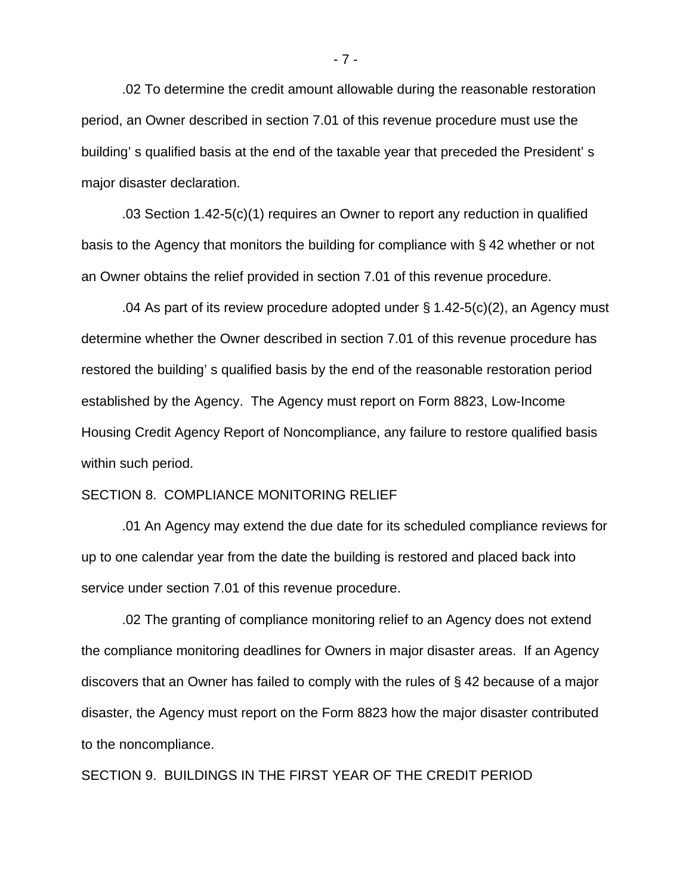.02 To determine the credit amount allowable during the reasonable restoration period, an Owner described in section 7.01 of this revenue procedure must use the building' s qualified basis at the end of the taxable year that preceded the President' s major disaster declaration.

.03 Section 1.42-5(c)(1) requires an Owner to report any reduction in qualified basis to the Agency that monitors the building for compliance with § 42 whether or not an Owner obtains the relief provided in section 7.01 of this revenue procedure.

.04 As part of its review procedure adopted under § 1.42-5(c)(2), an Agency must determine whether the Owner described in section 7.01 of this revenue procedure has restored the building' s qualified basis by the end of the reasonable restoration period established by the Agency. The Agency must report on Form 8823, Low-Income Housing Credit Agency Report of Noncompliance, any failure to restore qualified basis within such period.

SECTION 8. COMPLIANCE MONITORING RELIEF

.01 An Agency may extend the due date for its scheduled compliance reviews for up to one calendar year from the date the building is restored and placed back into service under section 7.01 of this revenue procedure.

.02 The granting of compliance monitoring relief to an Agency does not extend the compliance monitoring deadlines for Owners in major disaster areas. If an Agency discovers that an Owner has failed to comply with the rules of § 42 because of a major disaster, the Agency must report on the Form 8823 how the major disaster contributed to the noncompliance.

SECTION 9. BUILDINGS IN THE FIRST YEAR OF THE CREDIT PERIOD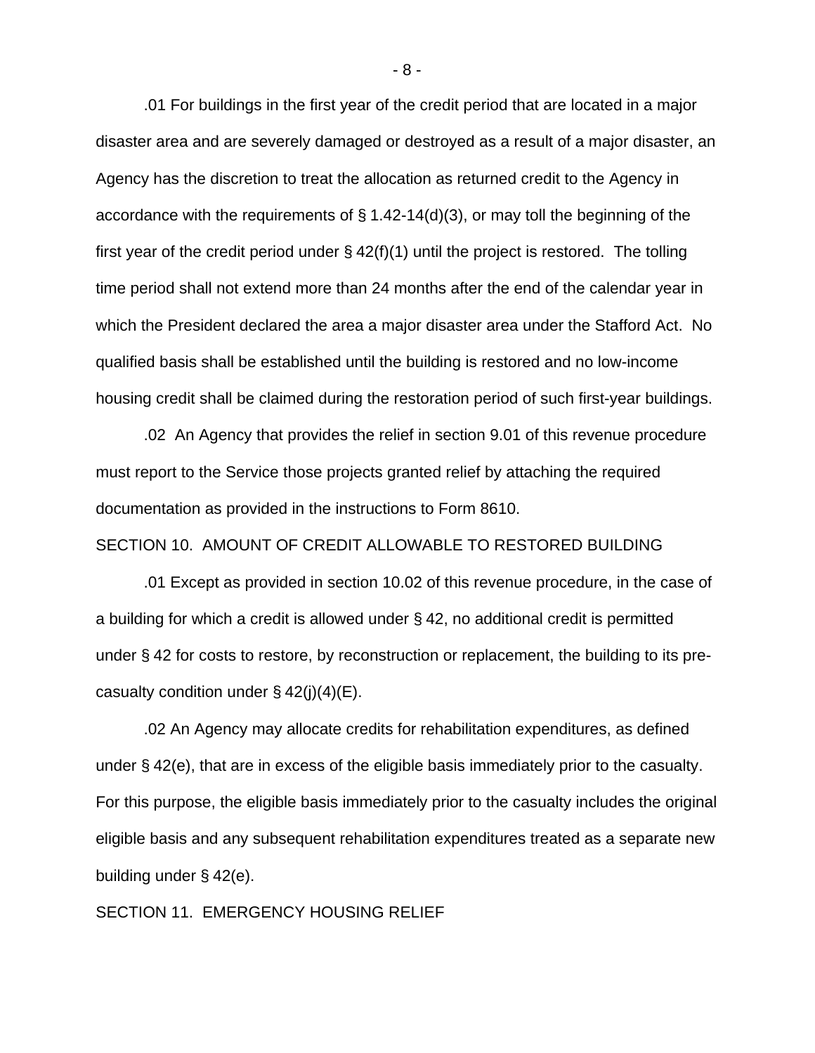.01 For buildings in the first year of the credit period that are located in a major disaster area and are severely damaged or destroyed as a result of a major disaster, an Agency has the discretion to treat the allocation as returned credit to the Agency in accordance with the requirements of § 1.42-14(d)(3), or may toll the beginning of the first year of the credit period under § 42(f)(1) until the project is restored. The tolling time period shall not extend more than 24 months after the end of the calendar year in which the President declared the area a major disaster area under the Stafford Act. No qualified basis shall be established until the building is restored and no low-income housing credit shall be claimed during the restoration period of such first-year buildings.

.02 An Agency that provides the relief in section 9.01 of this revenue procedure must report to the Service those projects granted relief by attaching the required documentation as provided in the instructions to Form 8610.

SECTION 10. AMOUNT OF CREDIT ALLOWABLE TO RESTORED BUILDING

.01 Except as provided in section 10.02 of this revenue procedure, in the case of a building for which a credit is allowed under § 42, no additional credit is permitted under § 42 for costs to restore, by reconstruction or replacement, the building to its pre-casualty condition under § 42(j)(4)(E).

.02 An Agency may allocate credits for rehabilitation expenditures, as defined under § 42(e), that are in excess of the eligible basis immediately prior to the casualty. For this purpose, the eligible basis immediately prior to the casualty includes the original eligible basis and any subsequent rehabilitation expenditures treated as a separate new building under § 42(e).

SECTION 11. EMERGENCY HOUSING RELIEF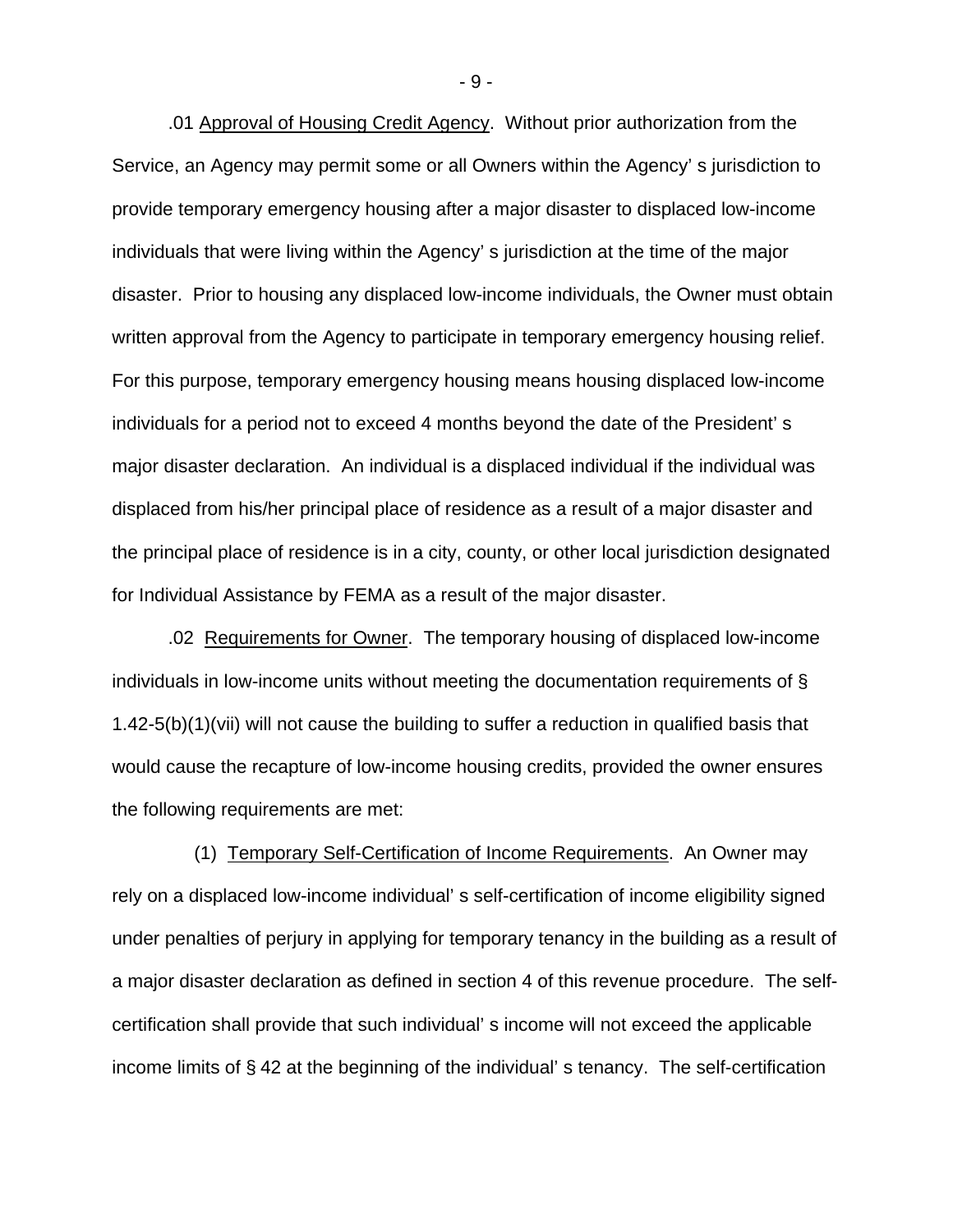.01 Approval of Housing Credit Agency. Without prior authorization from the Service, an Agency may permit some or all Owners within the Agency's jurisdiction to provide temporary emergency housing after a major disaster to displaced low-income individuals that were living within the Agency's jurisdiction at the time of the major disaster. Prior to housing any displaced low-income individuals, the Owner must obtain written approval from the Agency to participate in temporary emergency housing relief. For this purpose, temporary emergency housing means housing displaced low-income individuals for a period not to exceed 4 months beyond the date of the President's major disaster declaration. An individual is a displaced individual if the individual was displaced from his/her principal place of residence as a result of a major disaster and the principal place of residence is in a city, county, or other local jurisdiction designated for Individual Assistance by FEMA as a result of the major disaster.

.02 Requirements for Owner. The temporary housing of displaced low-income individuals in low-income units without meeting the documentation requirements of § 1.42-5(b)(1)(vii) will not cause the building to suffer a reduction in qualified basis that would cause the recapture of low-income housing credits, provided the owner ensures the following requirements are met:

(1) Temporary Self-Certification of Income Requirements. An Owner may rely on a displaced low-income individual's self-certification of income eligibility signed under penalties of perjury in applying for temporary tenancy in the building as a result of a major disaster declaration as defined in section 4 of this revenue procedure. The self-certification shall provide that such individual's income will not exceed the applicable income limits of § 42 at the beginning of the individual's tenancy. The self-certification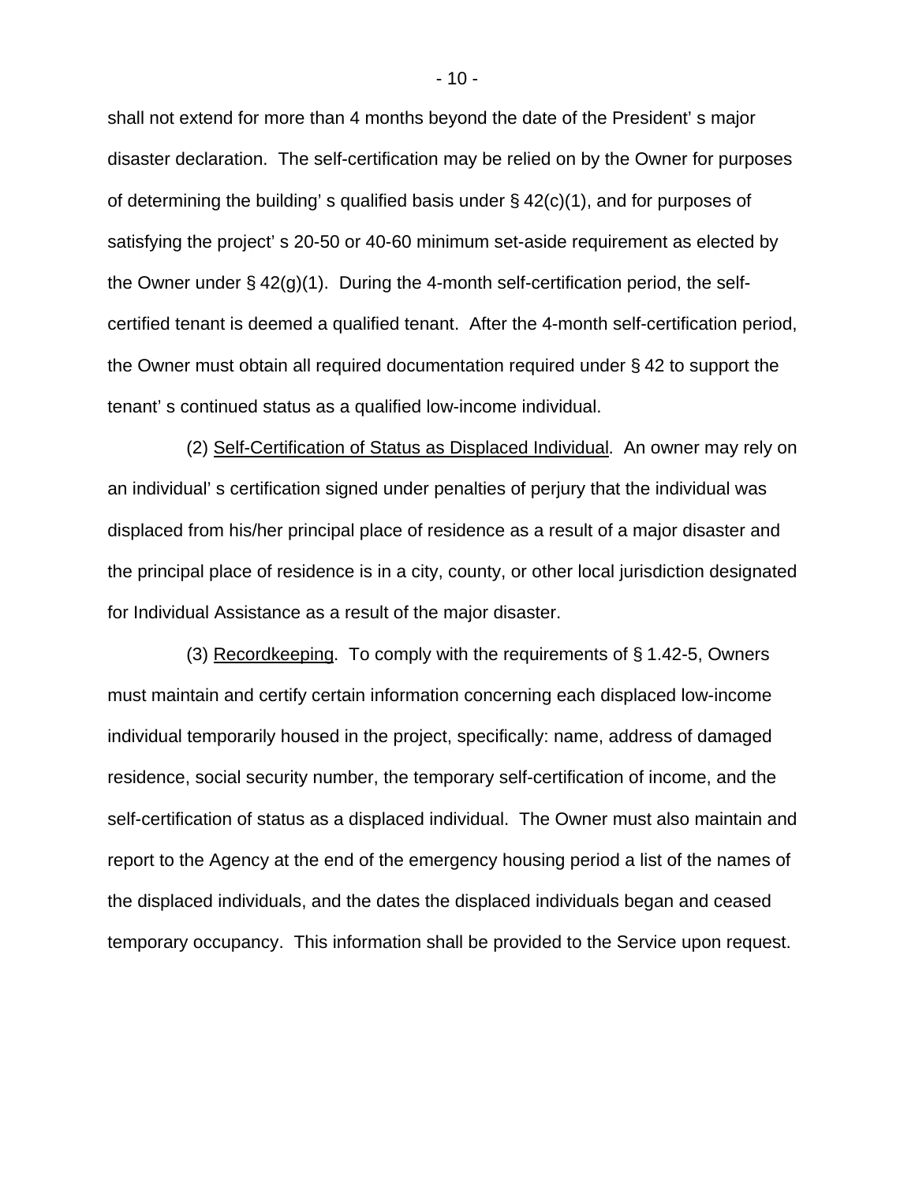shall not extend for more than 4 months beyond the date of the President's major disaster declaration. The self-certification may be relied on by the Owner for purposes of determining the building's qualified basis under § 42(c)(1), and for purposes of satisfying the project's 20-50 or 40-60 minimum set-aside requirement as elected by the Owner under § 42(g)(1). During the 4-month self-certification period, the self-certified tenant is deemed a qualified tenant. After the 4-month self-certification period, the Owner must obtain all required documentation required under § 42 to support the tenant's continued status as a qualified low-income individual.

(2) Self-Certification of Status as Displaced Individual. An owner may rely on an individual's certification signed under penalties of perjury that the individual was displaced from his/her principal place of residence as a result of a major disaster and the principal place of residence is in a city, county, or other local jurisdiction designated for Individual Assistance as a result of the major disaster.

(3) Recordkeeping. To comply with the requirements of § 1.42-5, Owners must maintain and certify certain information concerning each displaced low-income individual temporarily housed in the project, specifically: name, address of damaged residence, social security number, the temporary self-certification of income, and the self-certification of status as a displaced individual. The Owner must also maintain and report to the Agency at the end of the emergency housing period a list of the names of the displaced individuals, and the dates the displaced individuals began and ceased temporary occupancy. This information shall be provided to the Service upon request.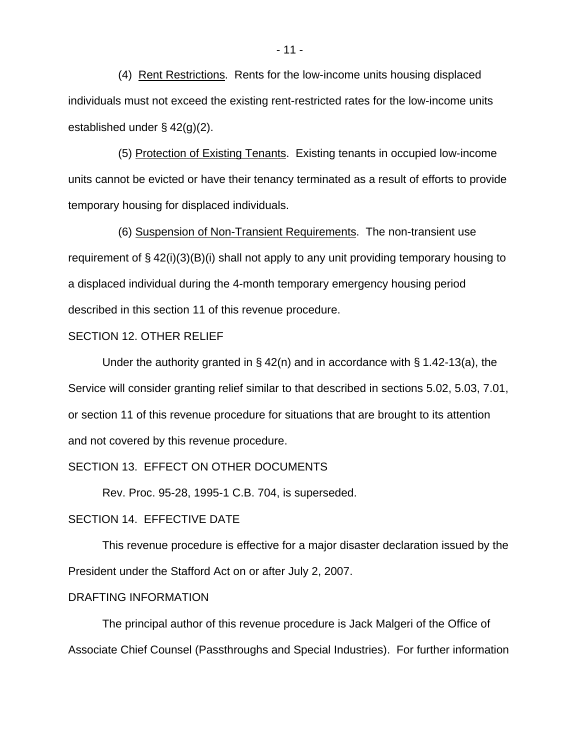(4) Rent Restrictions. Rents for the low-income units housing displaced individuals must not exceed the existing rent-restricted rates for the low-income units established under § 42(g)(2).

(5) Protection of Existing Tenants. Existing tenants in occupied low-income units cannot be evicted or have their tenancy terminated as a result of efforts to provide temporary housing for displaced individuals.

(6) Suspension of Non-Transient Requirements. The non-transient use requirement of § 42(i)(3)(B)(i) shall not apply to any unit providing temporary housing to a displaced individual during the 4-month temporary emergency housing period described in this section 11 of this revenue procedure.

## SECTION 12. OTHER RELIEF

Under the authority granted in § 42(n) and in accordance with § 1.42-13(a), the Service will consider granting relief similar to that described in sections 5.02, 5.03, 7.01, or section 11 of this revenue procedure for situations that are brought to its attention and not covered by this revenue procedure.

## SECTION 13. EFFECT ON OTHER DOCUMENTS

Rev. Proc. 95-28, 1995-1 C.B. 704, is superseded.

## SECTION 14. EFFECTIVE DATE

This revenue procedure is effective for a major disaster declaration issued by the President under the Stafford Act on or after July 2, 2007.

## DRAFTING INFORMATION

The principal author of this revenue procedure is Jack Malgeri of the Office of Associate Chief Counsel (Passthroughs and Special Industries). For further information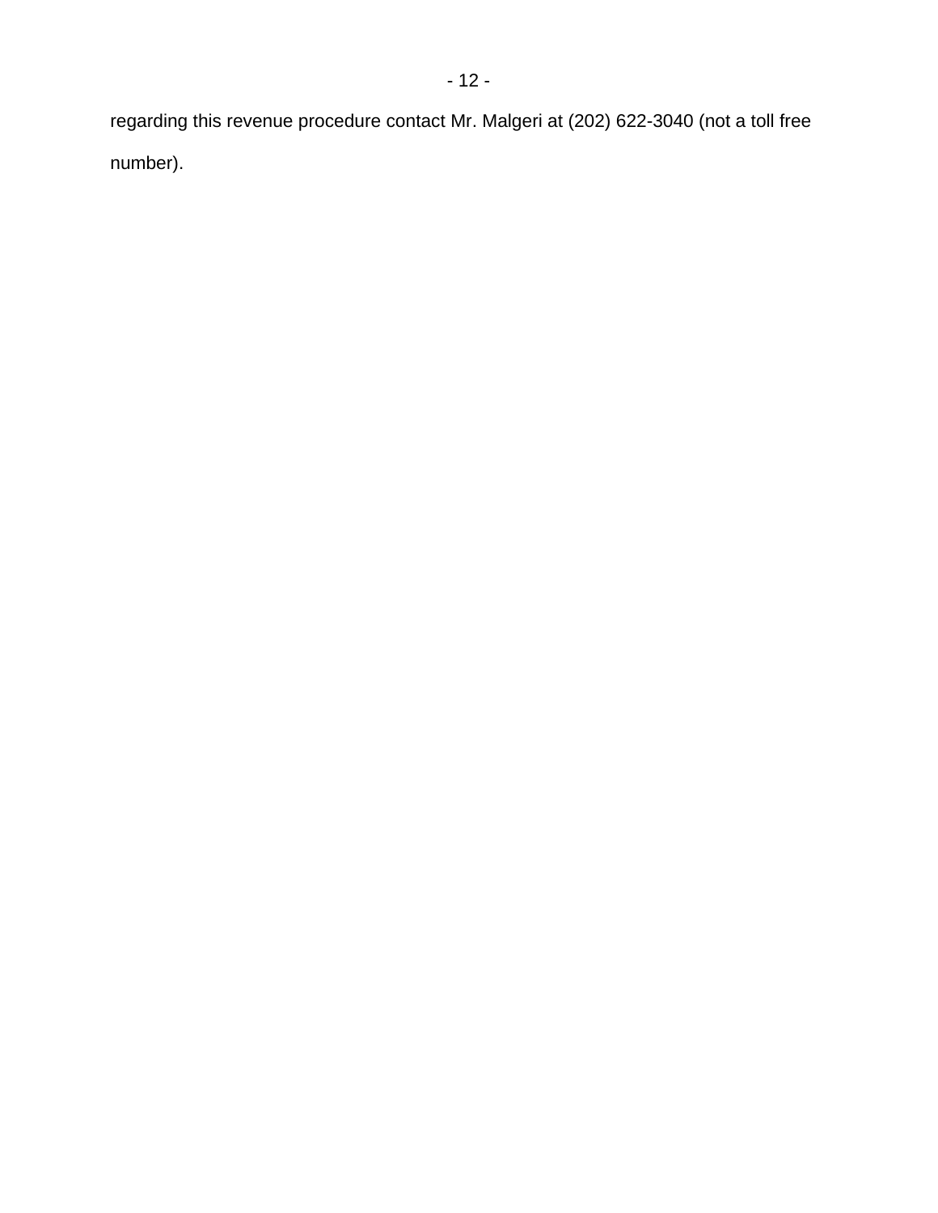regarding this revenue procedure contact Mr. Malgeri at (202) 622-3040 (not a toll free number).